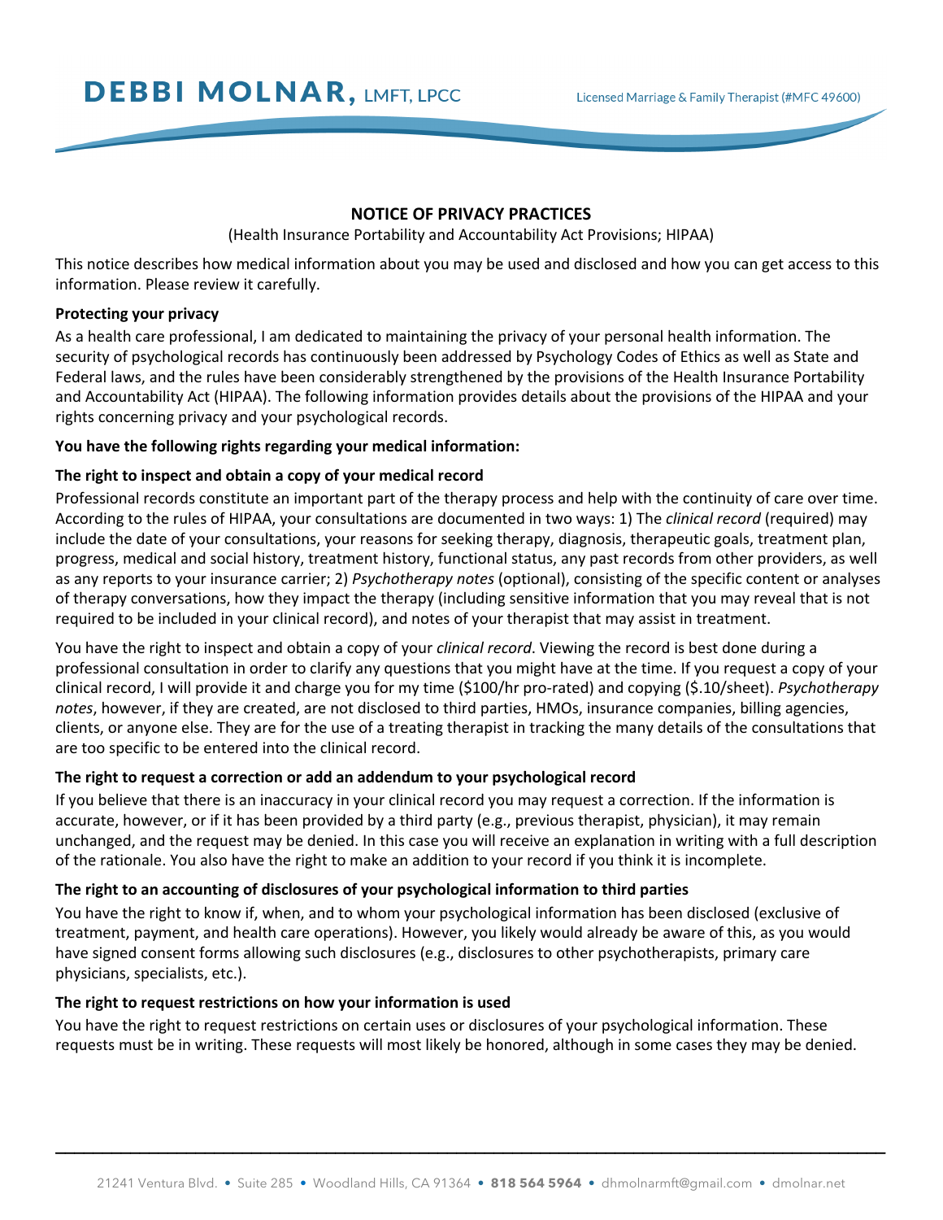# DEBBI MOLNAR, LMFT, LPCC

Licensed Marriage & Family Therapist (#MFC 49600)

## NOTICE OF PRIVACY PRACTICES

(Health Insurance Portability and Accountability Act Provisions; HIPAA)

This notice describes how medical information about you may be used and disclosed and how you can get access to this information. Please review it carefully.

**Protecting your privacy**

As a health care professional, I am dedicated to maintaining the privacy of your personal health information. The security of psychological records has continuously been addressed by Psychology Codes of Ethics as well as State and Federal laws, and the rules have been considerably strengthened by the provisions of the Health Insurance Portability and Accountability Act (HIPAA). The following information provides details about the provisions of the HIPAA and your rights concerning privacy and your psychological records.

**You have the following rights regarding your medical information:**

**The right to inspect and obtain a copy of your medical record**

Professional records constitute an important part of the therapy process and help with the continuity of care over time. According to the rules of HIPAA, your consultations are documented in two ways: 1) The *clinical record* (required) may include the date of your consultations, your reasons for seeking therapy, diagnosis, therapeutic goals, treatment plan, progress, medical and social history, treatment history, functional status, any past records from other providers, as well as any reports to your insurance carrier; 2) *Psychotherapy notes* (optional), consisting of the specific content or analyses of therapy conversations, how they impact the therapy (including sensitive information that you may reveal that is not required to be included in your clinical record), and notes of your therapist that may assist in treatment.

You have the right to inspect and obtain a copy of your *clinical record*. Viewing the record is best done during a professional consultation in order to clarify any questions that you might have at the time. If you request a copy of your clinical record, I will provide it and charge you for my time ($100/hr pro-rated) and copying ($.10/sheet). *Psychotherapy notes*, however, if they are created, are not disclosed to third parties, HMOs, insurance companies, billing agencies, clients, or anyone else. They are for the use of a treating therapist in tracking the many details of the consultations that are too specific to be entered into the clinical record.

**The right to request a correction or add an addendum to your psychological record**

If you believe that there is an inaccuracy in your clinical record you may request a correction. If the information is accurate, however, or if it has been provided by a third party (e.g., previous therapist, physician), it may remain unchanged, and the request may be denied. In this case you will receive an explanation in writing with a full description of the rationale. You also have the right to make an addition to your record if you think it is incomplete.

**The right to an accounting of disclosures of your psychological information to third parties**

You have the right to know if, when, and to whom your psychological information has been disclosed (exclusive of treatment, payment, and health care operations). However, you likely would already be aware of this, as you would have signed consent forms allowing such disclosures (e.g., disclosures to other psychotherapists, primary care physicians, specialists, etc.).

**The right to request restrictions on how your information is used**

You have the right to request restrictions on certain uses or disclosures of your psychological information. These requests must be in writing. These requests will most likely be honored, although in some cases they may be denied.

21241 Ventura Blvd. • Suite 285 • Woodland Hills, CA 91364 • **818 564 5964** • dhmolnarmft@gmail.com • dmolnar.net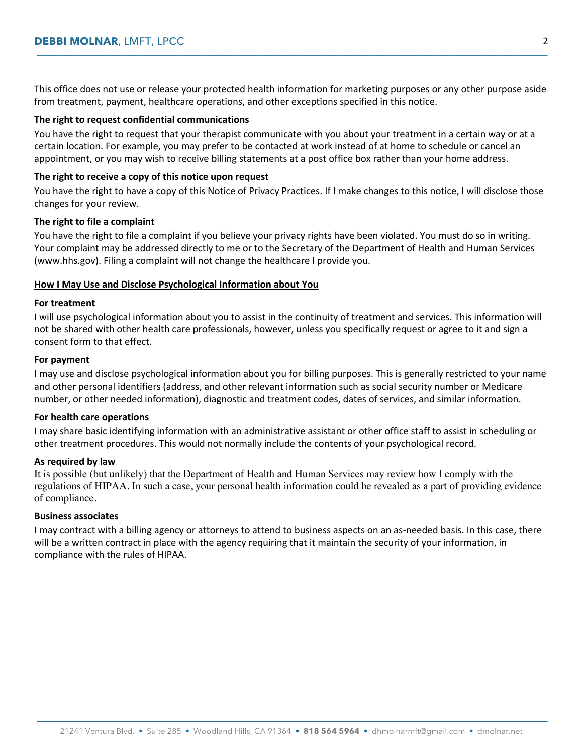This office does not use or release your protected health information for marketing purposes or any other purpose aside from treatment, payment, healthcare operations, and other exceptions specified in this notice.

**The right to request confidential communications**

You have the right to request that your therapist communicate with you about your treatment in a certain way or at a certain location. For example, you may prefer to be contacted at work instead of at home to schedule or cancel an appointment, or you may wish to receive billing statements at a post office box rather than your home address.

**The right to receive a copy of this notice upon request**

You have the right to have a copy of this Notice of Privacy Practices. If I make changes to this notice, I will disclose those changes for your review.

**The right to file a complaint**

You have the right to file a complaint if you believe your privacy rights have been violated. You must do so in writing. Your complaint may be addressed directly to me or to the Secretary of the Department of Health and Human Services (www.hhs.gov). Filing a complaint will not change the healthcare I provide you.

**<u>How I May Use and Disclose Psychological Information about You</u>**

**For treatment**

I will use psychological information about you to assist in the continuity of treatment and services. This information will not be shared with other health care professionals, however, unless you specifically request or agree to it and sign a consent form to that effect.

**For payment**

I may use and disclose psychological information about you for billing purposes. This is generally restricted to your name and other personal identifiers (address, and other relevant information such as social security number or Medicare number, or other needed information), diagnostic and treatment codes, dates of services, and similar information.

**For health care operations**

I may share basic identifying information with an administrative assistant or other office staff to assist in scheduling or other treatment procedures. This would not normally include the contents of your psychological record.

**As required by law**

It is possible (but unlikely) that the Department of Health and Human Services may review how I comply with the regulations of HIPAA. In such a case, your personal health information could be revealed as a part of providing evidence of compliance.

**Business associates**

I may contract with a billing agency or attorneys to attend to business aspects on an as-needed basis. In this case, there will be a written contract in place with the agency requiring that it maintain the security of your information, in compliance with the rules of HIPAA.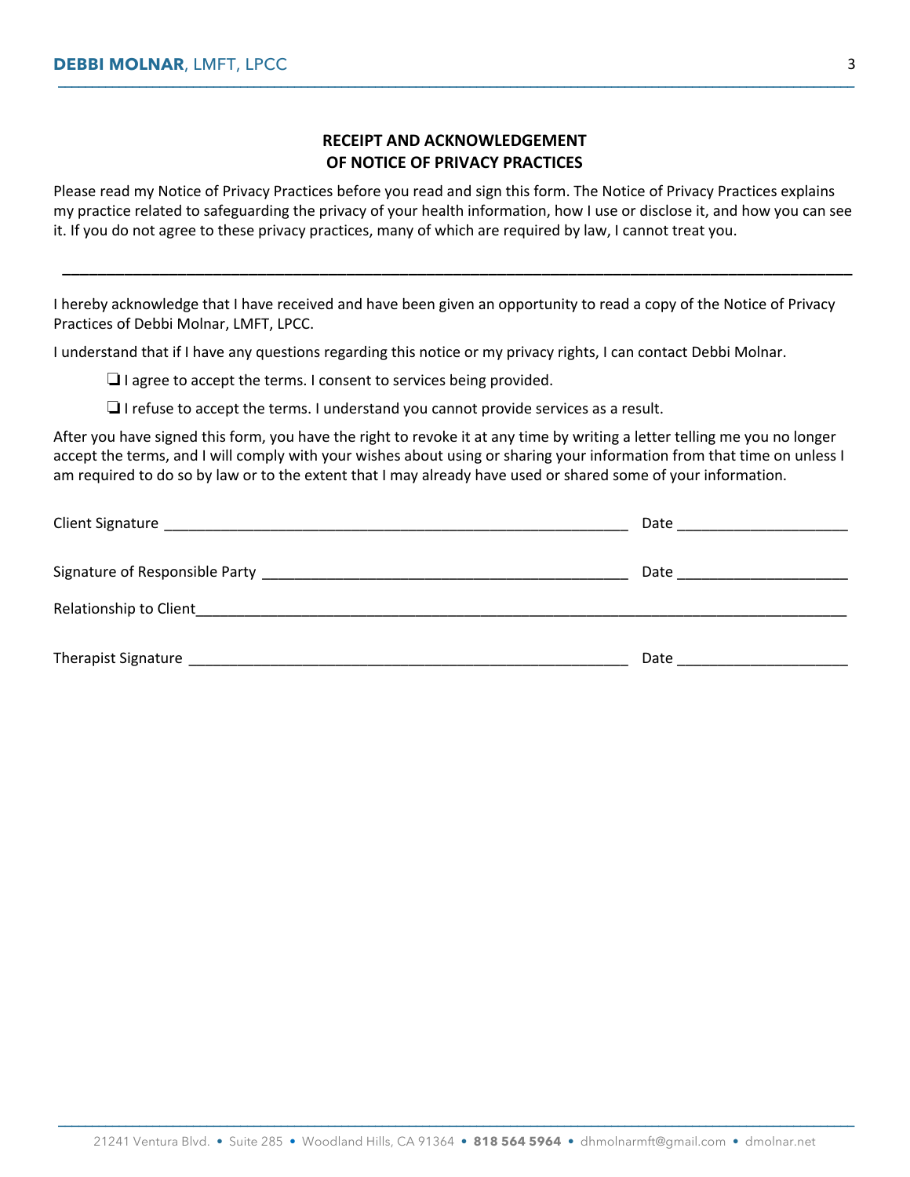**RECEIPT AND ACKNOWLEDGEMENT OF NOTICE OF PRIVACY PRACTICES**

Please read my Notice of Privacy Practices before you read and sign this form. The Notice of Privacy Practices explains my practice related to safeguarding the privacy of your health information, how I use or disclose it, and how you can see it. If you do not agree to these privacy practices, many of which are required by law, I cannot treat you.

---

I hereby acknowledge that I have received and have been given an opportunity to read a copy of the Notice of Privacy Practices of Debbi Molnar, LMFT, LPCC.

I understand that if I have any questions regarding this notice or my privacy rights, I can contact Debbi Molnar.

❏ I agree to accept the terms. I consent to services being provided.

❏ I refuse to accept the terms. I understand you cannot provide services as a result.

After you have signed this form, you have the right to revoke it at any time by writing a letter telling me you no longer accept the terms, and I will comply with your wishes about using or sharing your information from that time on unless I am required to do so by law or to the extent that I may already have used or shared some of your information.

Client Signature ________________________________________________________ Date ____________________

Signature of Responsible Party ___________________________________________ Date ____________________

Relationship to Client________________________________________________________________________________

Therapist Signature _____________________________________________________ Date ____________________